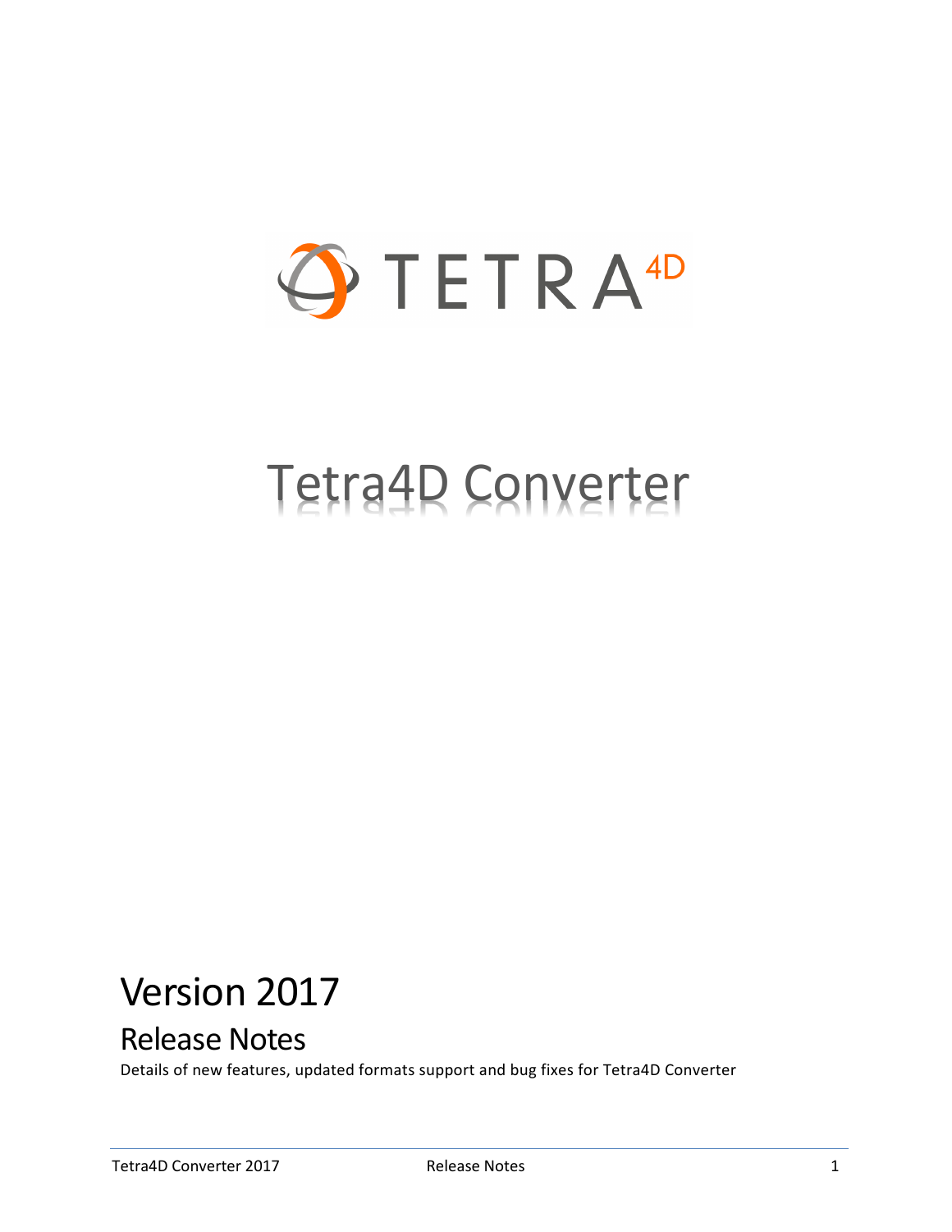TETRA4D

# Tetra4D Converter

## Version 2017

### Release Notes

Details of new features, updated formats support and bug fixes for Tetra4D Converter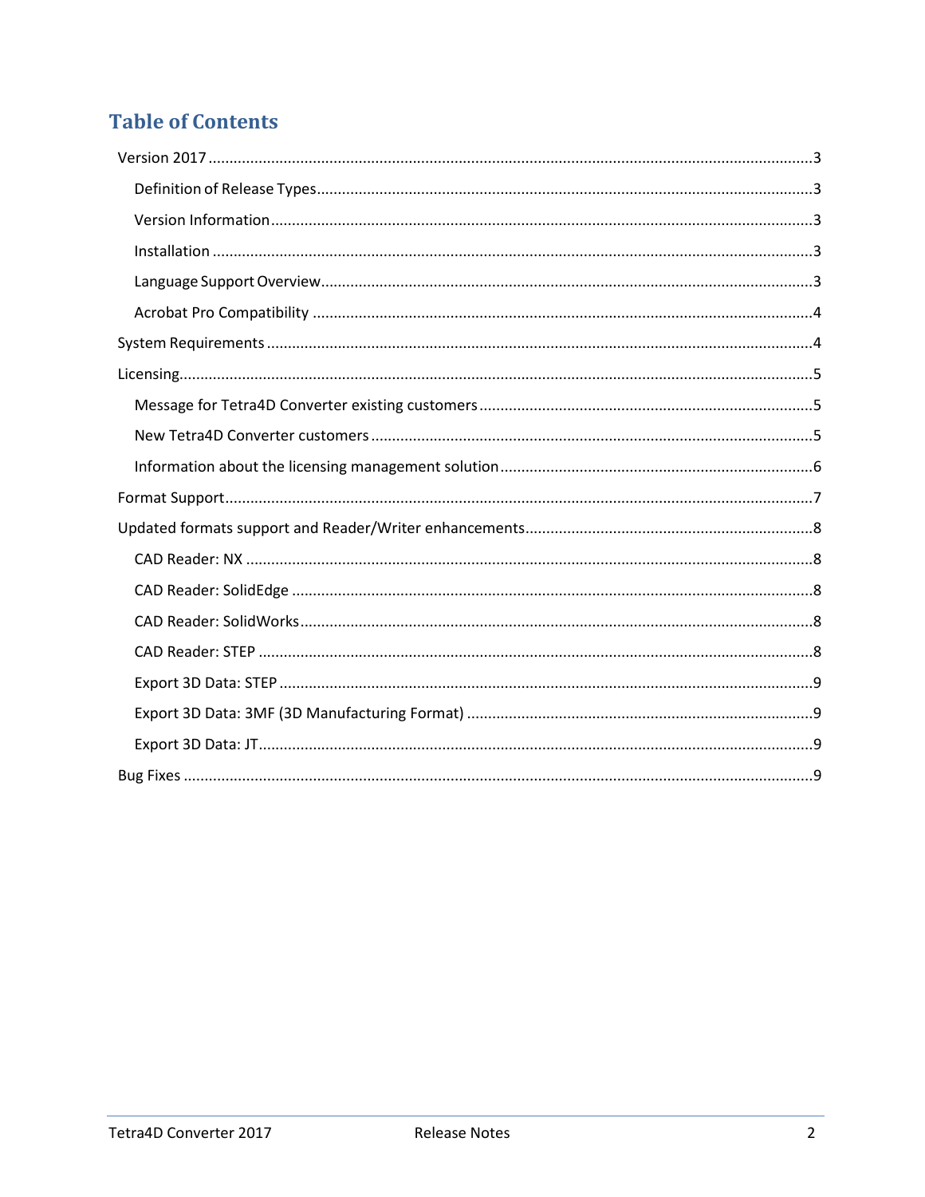# Table of Contents

- Version 2017 ..... 3
  - Definition of Release Types ..... 3
  - Version Information ..... 3
  - Installation ..... 3
  - Language Support Overview ..... 3
  - Acrobat Pro Compatibility ..... 4
- System Requirements ..... 4
- Licensing ..... 5
  - Message for Tetra4D Converter existing customers ..... 5
  - New Tetra4D Converter customers ..... 5
  - Information about the licensing management solution ..... 6
- Format Support ..... 7
- Updated formats support and Reader/Writer enhancements ..... 8
  - CAD Reader: NX ..... 8
  - CAD Reader: SolidEdge ..... 8
  - CAD Reader: SolidWorks ..... 8
  - CAD Reader: STEP ..... 8
  - Export 3D Data: STEP ..... 9
  - Export 3D Data: 3MF (3D Manufacturing Format) ..... 9
  - Export 3D Data: JT ..... 9
- Bug Fixes ..... 9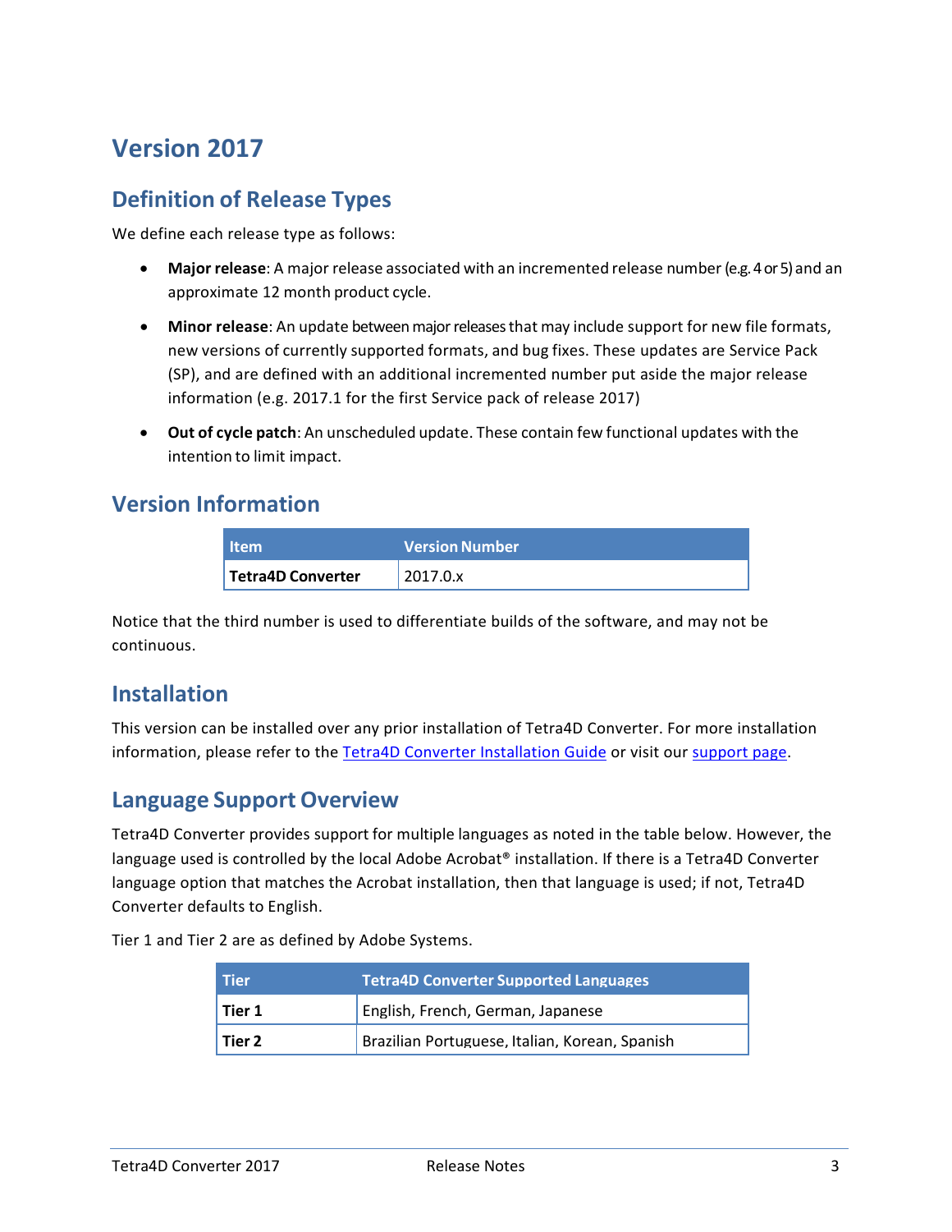# Version 2017

## Definition of Release Types

We define each release type as follows:

- **Major release**: A major release associated with an incremented release number (e.g. 4 or 5) and an approximate 12 month product cycle.
- **Minor release**: An update between major releases that may include support for new file formats, new versions of currently supported formats, and bug fixes. These updates are Service Pack (SP), and are defined with an additional incremented number put aside the major release information (e.g. 2017.1 for the first Service pack of release 2017)
- **Out of cycle patch**: An unscheduled update. These contain few functional updates with the intention to limit impact.

## Version Information

| Item | Version Number |
|---|---|
| **Tetra4D Converter** | 2017.0.x |

Notice that the third number is used to differentiate builds of the software, and may not be continuous.

## Installation

This version can be installed over any prior installation of Tetra4D Converter. For more installation information, please refer to the Tetra4D Converter Installation Guide or visit our support page.

## Language Support Overview

Tetra4D Converter provides support for multiple languages as noted in the table below. However, the language used is controlled by the local Adobe Acrobat® installation. If there is a Tetra4D Converter language option that matches the Acrobat installation, then that language is used; if not, Tetra4D Converter defaults to English.

Tier 1 and Tier 2 are as defined by Adobe Systems.

| Tier | Tetra4D Converter Supported Languages |
|---|---|
| **Tier 1** | English, French, German, Japanese |
| **Tier 2** | Brazilian Portuguese, Italian, Korean, Spanish |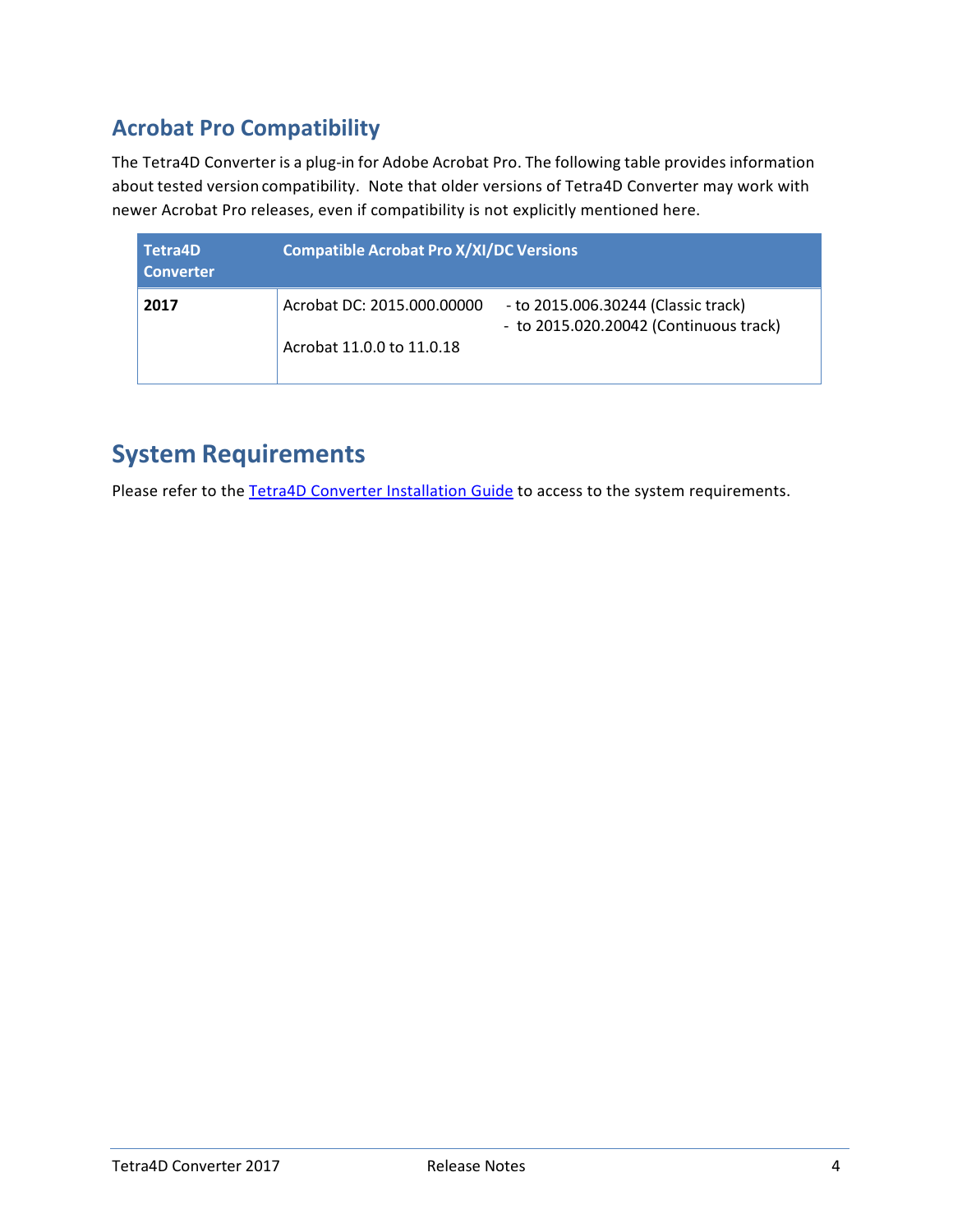## Acrobat Pro Compatibility

The Tetra4D Converter is a plug-in for Adobe Acrobat Pro. The following table provides information about tested version compatibility. Note that older versions of Tetra4D Converter may work with newer Acrobat Pro releases, even if compatibility is not explicitly mentioned here.

| Tetra4D Converter | Compatible Acrobat Pro X/XI/DC Versions | |
|---|---|---|
| **2017** | Acrobat DC: 2015.000.00000<br><br>Acrobat 11.0.0 to 11.0.18 | - to 2015.006.30244 (Classic track)<br>- to 2015.020.20042 (Continuous track) |

## System Requirements

Please refer to the [Tetra4D Converter Installation Guide]() to access to the system requirements.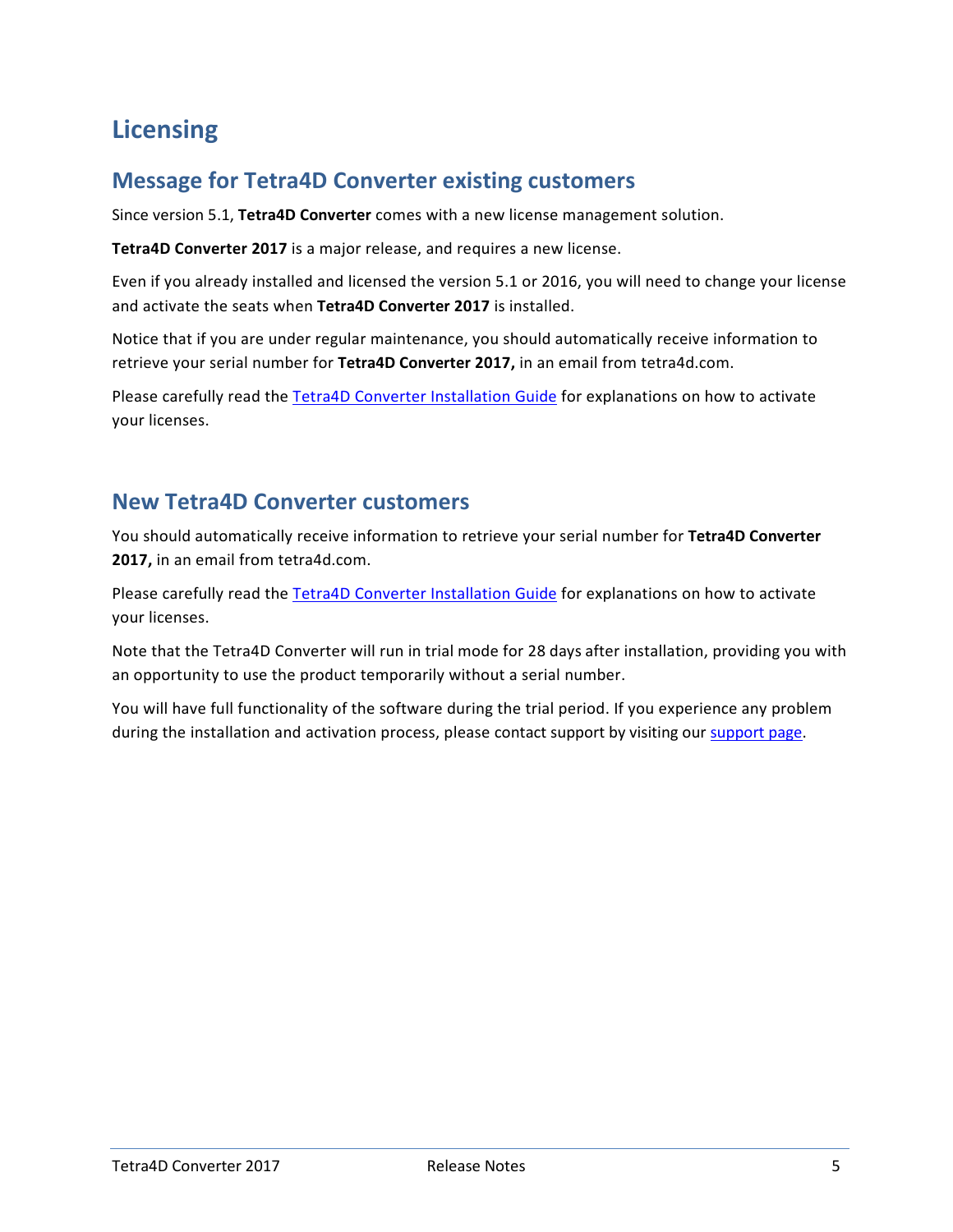# Licensing

## Message for Tetra4D Converter existing customers

Since version 5.1, **Tetra4D Converter** comes with a new license management solution.

**Tetra4D Converter 2017** is a major release, and requires a new license.

Even if you already installed and licensed the version 5.1 or 2016, you will need to change your license and activate the seats when **Tetra4D Converter 2017** is installed.

Notice that if you are under regular maintenance, you should automatically receive information to retrieve your serial number for **Tetra4D Converter 2017,** in an email from tetra4d.com.

Please carefully read the Tetra4D Converter Installation Guide for explanations on how to activate your licenses.

## New Tetra4D Converter customers

You should automatically receive information to retrieve your serial number for **Tetra4D Converter 2017,** in an email from tetra4d.com.

Please carefully read the Tetra4D Converter Installation Guide for explanations on how to activate your licenses.

Note that the Tetra4D Converter will run in trial mode for 28 days after installation, providing you with an opportunity to use the product temporarily without a serial number.

You will have full functionality of the software during the trial period. If you experience any problem during the installation and activation process, please contact support by visiting our support page.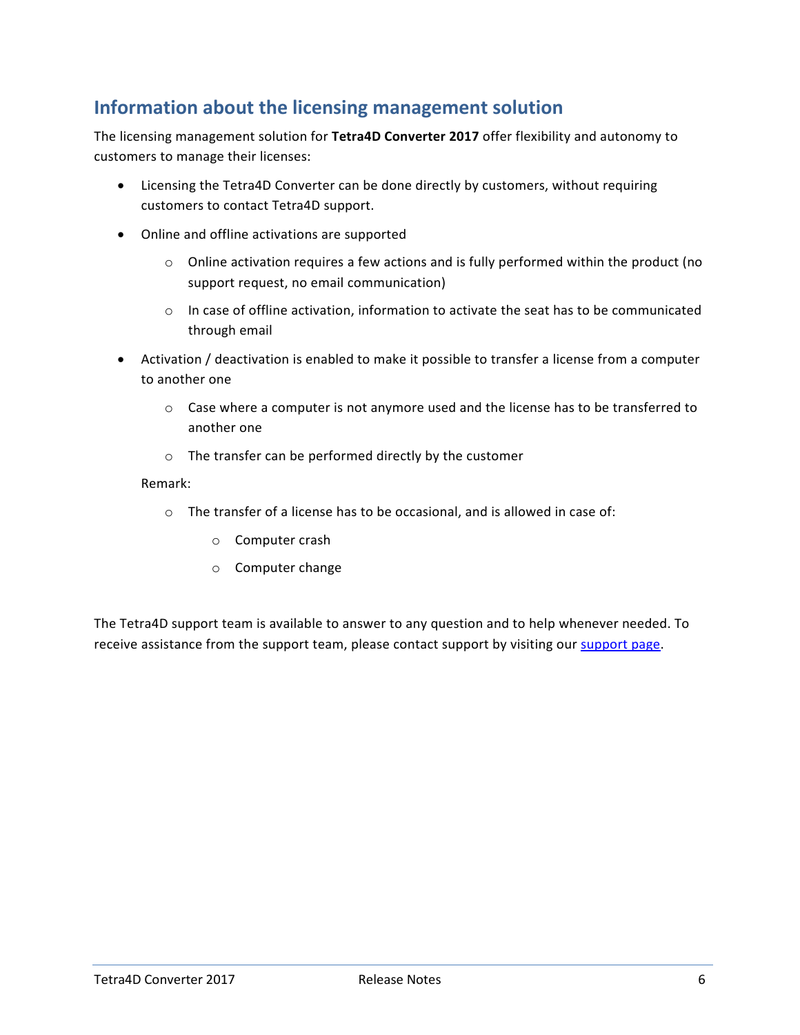## Information about the licensing management solution

The licensing management solution for **Tetra4D Converter 2017** offer flexibility and autonomy to customers to manage their licenses:

- Licensing the Tetra4D Converter can be done directly by customers, without requiring customers to contact Tetra4D support.
- Online and offline activations are supported
  - Online activation requires a few actions and is fully performed within the product (no support request, no email communication)
  - In case of offline activation, information to activate the seat has to be communicated through email
- Activation / deactivation is enabled to make it possible to transfer a license from a computer to another one
  - Case where a computer is not anymore used and the license has to be transferred to another one
  - The transfer can be performed directly by the customer

  Remark:

  - The transfer of a license has to be occasional, and is allowed in case of:
    - Computer crash
    - Computer change

The Tetra4D support team is available to answer to any question and to help whenever needed. To receive assistance from the support team, please contact support by visiting our support page.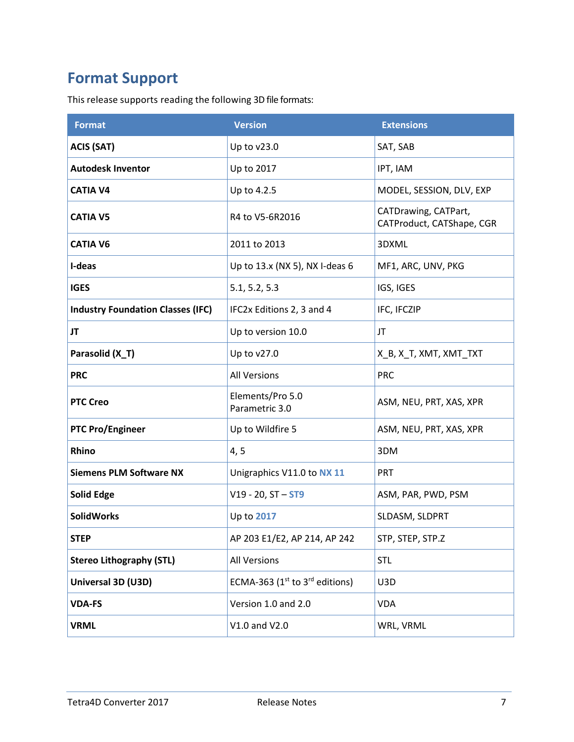## Format Support

This release supports reading the following 3D file formats:

| Format | Version | Extensions |
|---|---|---|
| **ACIS (SAT)** | Up to v23.0 | SAT, SAB |
| **Autodesk Inventor** | Up to 2017 | IPT, IAM |
| **CATIA V4** | Up to 4.2.5 | MODEL, SESSION, DLV, EXP |
| **CATIA V5** | R4 to V5-6R2016 | CATDrawing, CATPart, CATProduct, CATShape, CGR |
| **CATIA V6** | 2011 to 2013 | 3DXML |
| **I-deas** | Up to 13.x (NX 5), NX I-deas 6 | MF1, ARC, UNV, PKG |
| **IGES** | 5.1, 5.2, 5.3 | IGS, IGES |
| **Industry Foundation Classes (IFC)** | IFC2x Editions 2, 3 and 4 | IFC, IFCZIP |
| **JT** | Up to version 10.0 | JT |
| **Parasolid (X_T)** | Up to v27.0 | X_B, X_T, XMT, XMT_TXT |
| **PRC** | All Versions | PRC |
| **PTC Creo** | Elements/Pro 5.0 Parametric 3.0 | ASM, NEU, PRT, XAS, XPR |
| **PTC Pro/Engineer** | Up to Wildfire 5 | ASM, NEU, PRT, XAS, XPR |
| **Rhino** | 4, 5 | 3DM |
| **Siemens PLM Software NX** | Unigraphics V11.0 to **NX 11** | PRT |
| **Solid Edge** | V19 - 20, ST – **ST9** | ASM, PAR, PWD, PSM |
| **SolidWorks** | Up to **2017** | SLDASM, SLDPRT |
| **STEP** | AP 203 E1/E2, AP 214, AP 242 | STP, STEP, STP.Z |
| **Stereo Lithography (STL)** | All Versions | STL |
| **Universal 3D (U3D)** | ECMA-363 (1st to 3rd editions) | U3D |
| **VDA-FS** | Version 1.0 and 2.0 | VDA |
| **VRML** | V1.0 and V2.0 | WRL, VRML |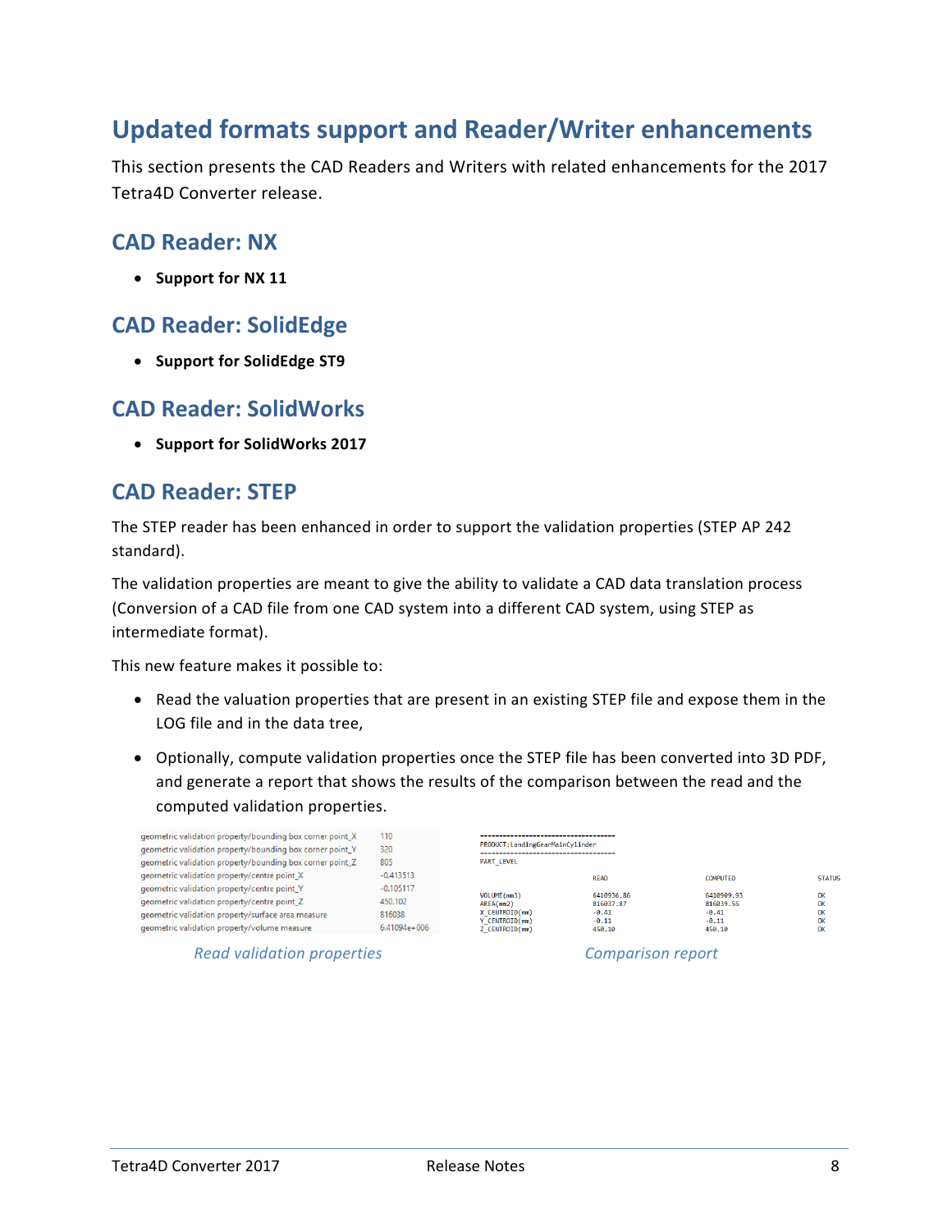# Updated formats support and Reader/Writer enhancements

This section presents the CAD Readers and Writers with related enhancements for the 2017 Tetra4D Converter release.

## CAD Reader: NX

- **Support for NX 11**

## CAD Reader: SolidEdge

- **Support for SolidEdge ST9**

## CAD Reader: SolidWorks

- **Support for SolidWorks 2017**

## CAD Reader: STEP

The STEP reader has been enhanced in order to support the validation properties (STEP AP 242 standard).

The validation properties are meant to give the ability to validate a CAD data translation process (Conversion of a CAD file from one CAD system into a different CAD system, using STEP as intermediate format).

This new feature makes it possible to:

- Read the valuation properties that are present in an existing STEP file and expose them in the LOG file and in the data tree,
- Optionally, compute validation properties once the STEP file has been converted into 3D PDF, and generate a report that shows the results of the comparison between the read and the computed validation properties.

| Property | Value |
|---|---|
| geometric validation property/bounding box corner point_X | 110 |
| geometric validation property/bounding box corner point_Y | 320 |
| geometric validation property/bounding box corner point_Z | 805 |
| geometric validation property/centre point_X | -0.413513 |
| geometric validation property/centre point_Y | -0.105117 |
| geometric validation property/centre point_Z | 450.102 |
| geometric validation property/surface area measure | 816038 |
| geometric validation property/volume measure | 6.41094e+006 |

*Read validation properties*

```
------------------------------------
PRODUCT:LandingGearMainCylinder
------------------------------------
PART_LEVEL
                 READ          COMPUTED       STATUS

VOLUME(mm3)      6410936.86    6410909.93     OK
AREA(mm2)        816037.87     816039.55      OK
X_CENTROID(mm)   -0.41         -0.41          OK
Y_CENTROID(mm)   -0.11         -0.11          OK
Z_CENTROID(mm)   450.10        450.10         OK
```

*Comparison report*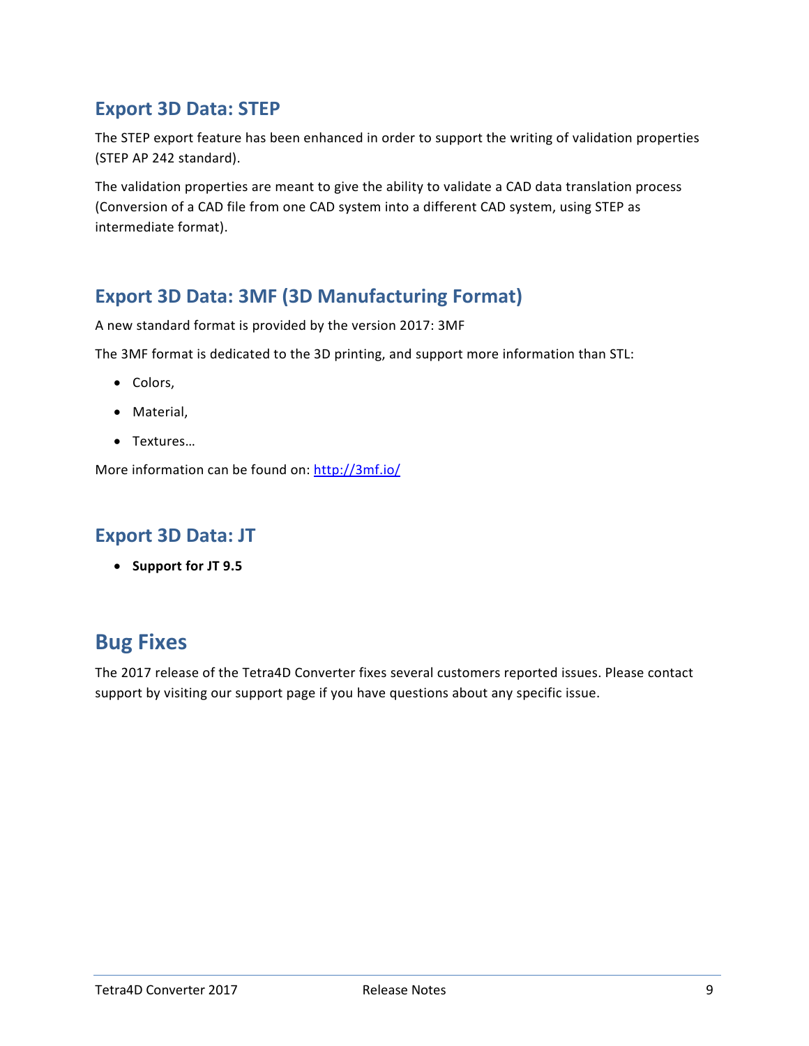## Export 3D Data: STEP

The STEP export feature has been enhanced in order to support the writing of validation properties (STEP AP 242 standard).

The validation properties are meant to give the ability to validate a CAD data translation process (Conversion of a CAD file from one CAD system into a different CAD system, using STEP as intermediate format).

## Export 3D Data: 3MF (3D Manufacturing Format)

A new standard format is provided by the version 2017: 3MF

The 3MF format is dedicated to the 3D printing, and support more information than STL:

- Colors,
- Material,
- Textures…

More information can be found on: [http://3mf.io/](http://3mf.io/)

## Export 3D Data: JT

- **Support for JT 9.5**

# Bug Fixes

The 2017 release of the Tetra4D Converter fixes several customers reported issues. Please contact support by visiting our support page if you have questions about any specific issue.